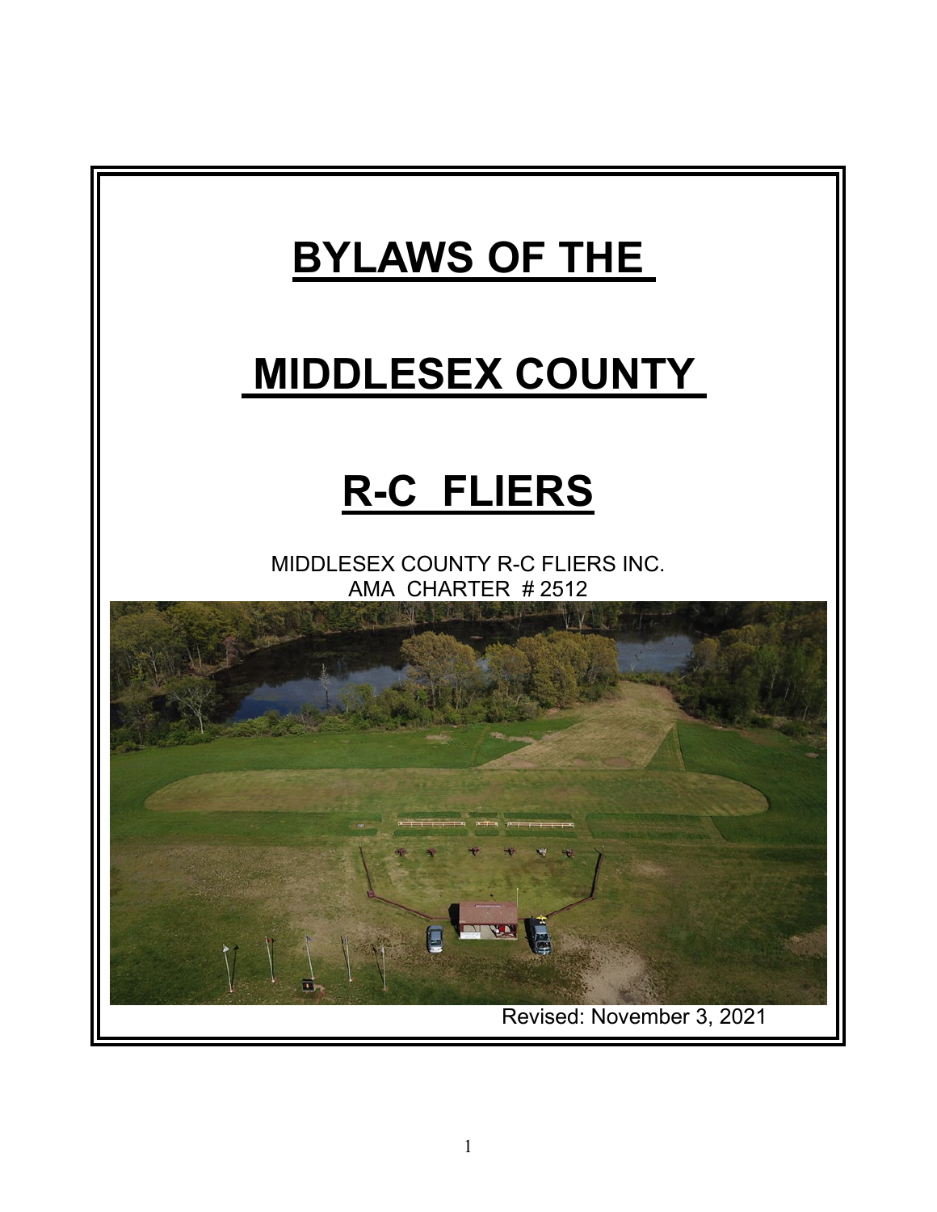# BYLAWS OF THE

# MIDDLESEX COUNTY

# R-C FLIERS

MIDDLESEX COUNTY R-C FLIERS INC.
AMA CHARTER # 2512

Revised: November 3, 2021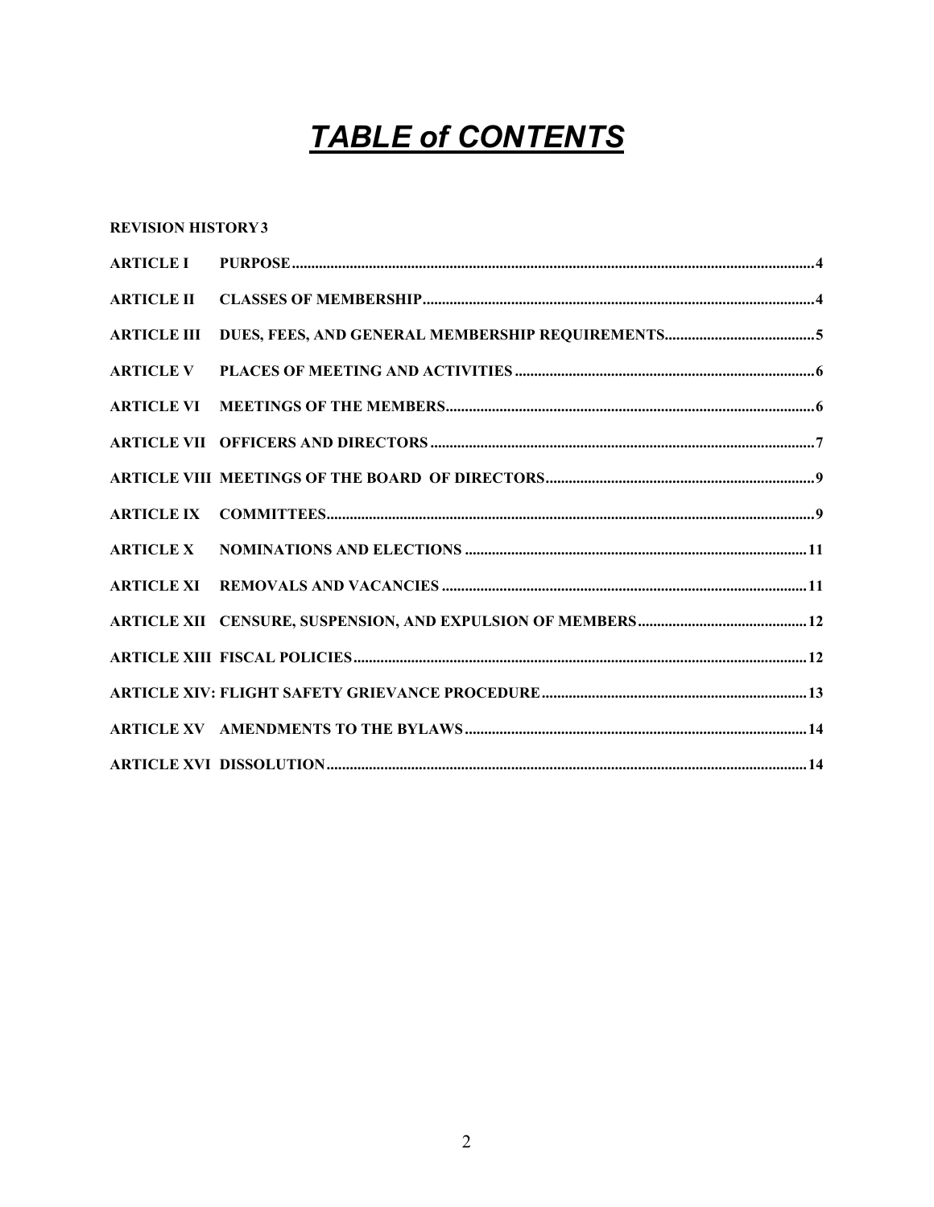# ***TABLE of CONTENTS***

**REVISION HISTORY 3**

**ARTICLE I PURPOSE........................................................................................................................4**

**ARTICLE II CLASSES OF MEMBERSHIP.....................................................................................4**

**ARTICLE III DUES, FEES, AND GENERAL MEMBERSHIP REQUIREMENTS......................................5**

**ARTICLE V PLACES OF MEETING AND ACTIVITIES.............................................................................6**

**ARTICLE VI MEETINGS OF THE MEMBERS...............................................................................6**

**ARTICLE VII OFFICERS AND DIRECTORS...................................................................................7**

**ARTICLE VIII MEETINGS OF THE BOARD OF DIRECTORS.....................................................9**

**ARTICLE IX COMMITTEES.............................................................................................................9**

**ARTICLE X NOMINATIONS AND ELECTIONS.........................................................................11**

**ARTICLE XI REMOVALS AND VACANCIES..............................................................................11**

**ARTICLE XII CENSURE, SUSPENSION, AND EXPULSION OF MEMBERS............................12**

**ARTICLE XIII FISCAL POLICIES....................................................................................................12**

**ARTICLE XIV: FLIGHT SAFETY GRIEVANCE PROCEDURE....................................................13**

**ARTICLE XV AMENDMENTS TO THE BYLAWS.......................................................................14**

**ARTICLE XVI DISSOLUTION...........................................................................................................14**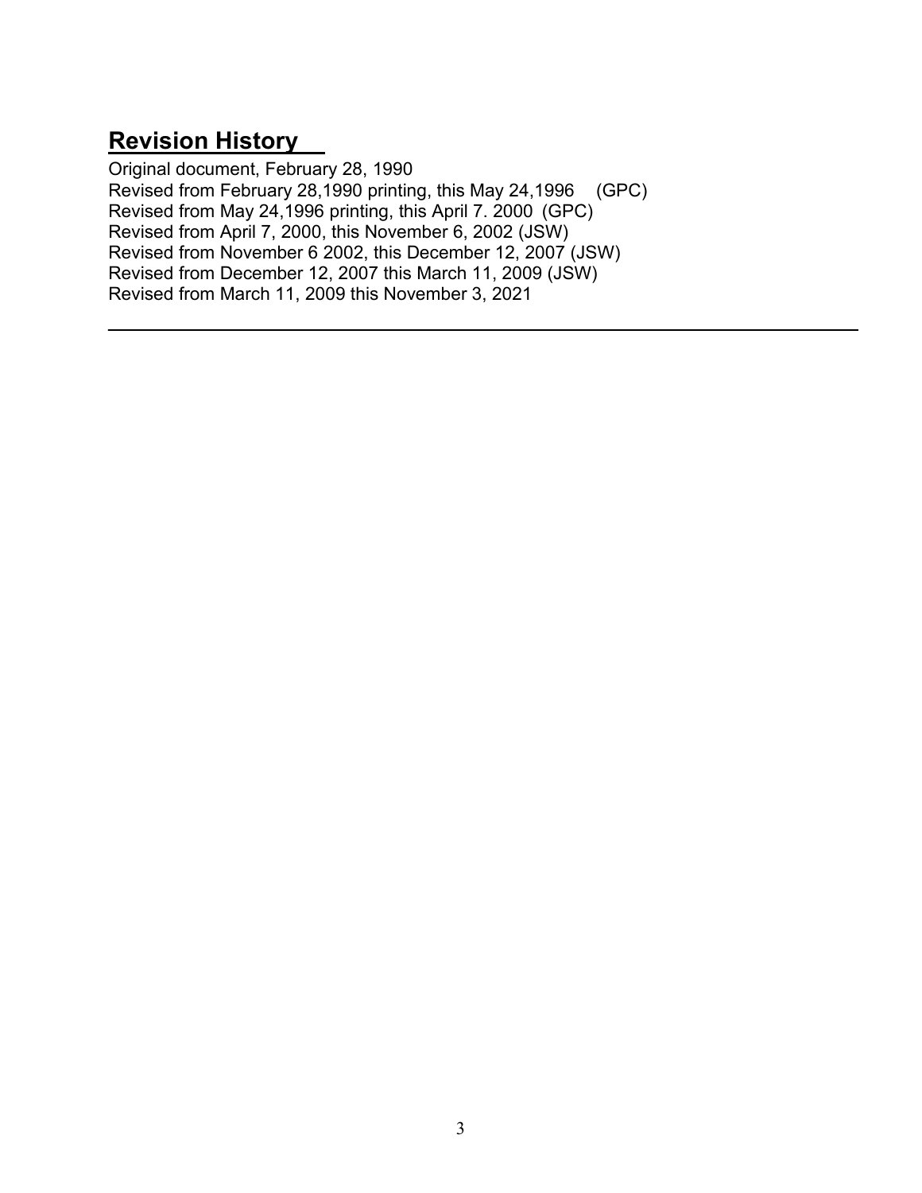## Revision History

Original document, February 28, 1990
Revised from February 28,1990 printing, this May 24,1996 (GPC)
Revised from May 24,1996 printing, this April 7. 2000 (GPC)
Revised from April 7, 2000, this November 6, 2002 (JSW)
Revised from November 6 2002, this December 12, 2007 (JSW)
Revised from December 12, 2007 this March 11, 2009 (JSW)
Revised from March 11, 2009 this November 3, 2021

---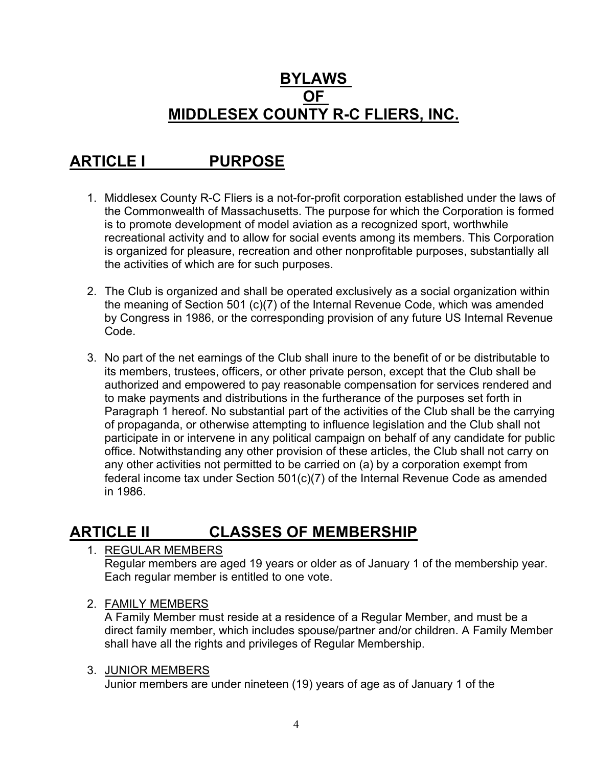# BYLAWS OF MIDDLESEX COUNTY R-C FLIERS, INC.

## ARTICLE I PURPOSE

1. Middlesex County R-C Fliers is a not-for-profit corporation established under the laws of the Commonwealth of Massachusetts. The purpose for which the Corporation is formed is to promote development of model aviation as a recognized sport, worthwhile recreational activity and to allow for social events among its members. This Corporation is organized for pleasure, recreation and other nonprofitable purposes, substantially all the activities of which are for such purposes.

2. The Club is organized and shall be operated exclusively as a social organization within the meaning of Section 501 (c)(7) of the Internal Revenue Code, which was amended by Congress in 1986, or the corresponding provision of any future US Internal Revenue Code.

3. No part of the net earnings of the Club shall inure to the benefit of or be distributable to its members, trustees, officers, or other private person, except that the Club shall be authorized and empowered to pay reasonable compensation for services rendered and to make payments and distributions in the furtherance of the purposes set forth in Paragraph 1 hereof. No substantial part of the activities of the Club shall be the carrying of propaganda, or otherwise attempting to influence legislation and the Club shall not participate in or intervene in any political campaign on behalf of any candidate for public office. Notwithstanding any other provision of these articles, the Club shall not carry on any other activities not permitted to be carried on (a) by a corporation exempt from federal income tax under Section 501(c)(7) of the Internal Revenue Code as amended in 1986.

## ARTICLE II CLASSES OF MEMBERSHIP

1. REGULAR MEMBERS
   Regular members are aged 19 years or older as of January 1 of the membership year. Each regular member is entitled to one vote.

2. FAMILY MEMBERS
   A Family Member must reside at a residence of a Regular Member, and must be a direct family member, which includes spouse/partner and/or children. A Family Member shall have all the rights and privileges of Regular Membership.

3. JUNIOR MEMBERS
   Junior members are under nineteen (19) years of age as of January 1 of the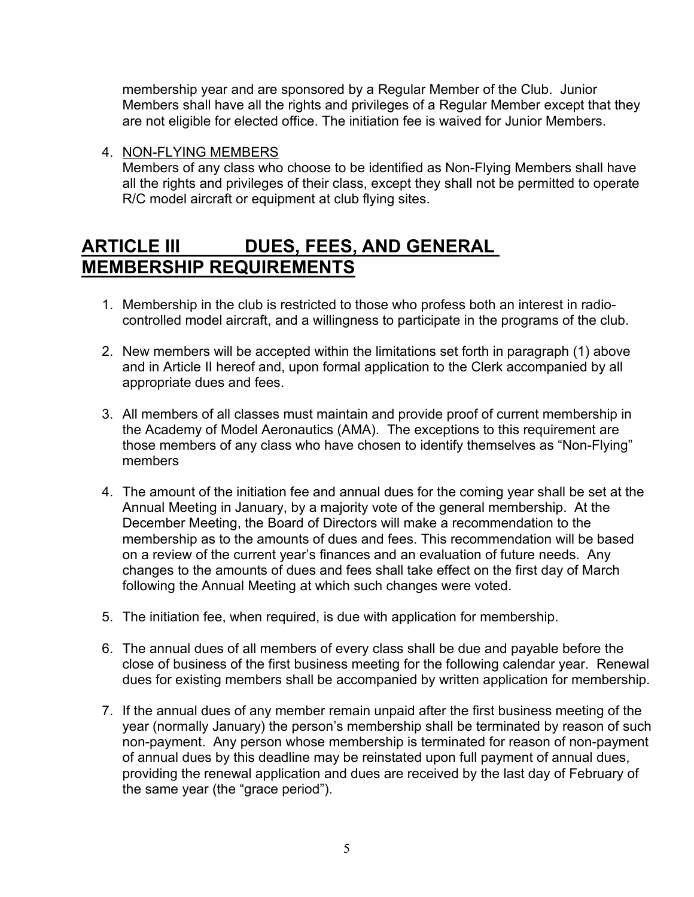membership year and are sponsored by a Regular Member of the Club. Junior Members shall have all the rights and privileges of a Regular Member except that they are not eligible for elected office. The initiation fee is waived for Junior Members.

4. NON-FLYING MEMBERS
   Members of any class who choose to be identified as Non-Flying Members shall have all the rights and privileges of their class, except they shall not be permitted to operate R/C model aircraft or equipment at club flying sites.

# ARTICLE III DUES, FEES, AND GENERAL MEMBERSHIP REQUIREMENTS

1. Membership in the club is restricted to those who profess both an interest in radio-controlled model aircraft, and a willingness to participate in the programs of the club.

2. New members will be accepted within the limitations set forth in paragraph (1) above and in Article II hereof and, upon formal application to the Clerk accompanied by all appropriate dues and fees.

3. All members of all classes must maintain and provide proof of current membership in the Academy of Model Aeronautics (AMA). The exceptions to this requirement are those members of any class who have chosen to identify themselves as "Non-Flying" members

4. The amount of the initiation fee and annual dues for the coming year shall be set at the Annual Meeting in January, by a majority vote of the general membership. At the December Meeting, the Board of Directors will make a recommendation to the membership as to the amounts of dues and fees. This recommendation will be based on a review of the current year's finances and an evaluation of future needs. Any changes to the amounts of dues and fees shall take effect on the first day of March following the Annual Meeting at which such changes were voted.

5. The initiation fee, when required, is due with application for membership.

6. The annual dues of all members of every class shall be due and payable before the close of business of the first business meeting for the following calendar year. Renewal dues for existing members shall be accompanied by written application for membership.

7. If the annual dues of any member remain unpaid after the first business meeting of the year (normally January) the person's membership shall be terminated by reason of such non-payment. Any person whose membership is terminated for reason of non-payment of annual dues by this deadline may be reinstated upon full payment of annual dues, providing the renewal application and dues are received by the last day of February of the same year (the "grace period").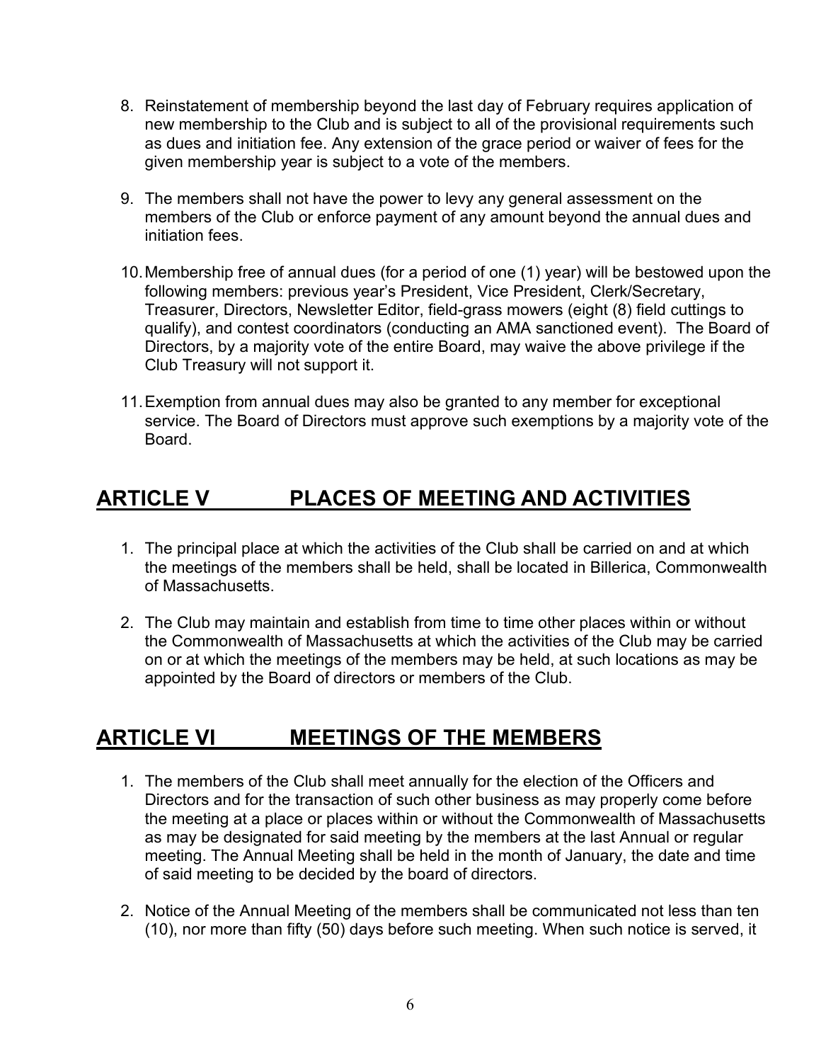8. Reinstatement of membership beyond the last day of February requires application of new membership to the Club and is subject to all of the provisional requirements such as dues and initiation fee. Any extension of the grace period or waiver of fees for the given membership year is subject to a vote of the members.

9. The members shall not have the power to levy any general assessment on the members of the Club or enforce payment of any amount beyond the annual dues and initiation fees.

10. Membership free of annual dues (for a period of one (1) year) will be bestowed upon the following members: previous year's President, Vice President, Clerk/Secretary, Treasurer, Directors, Newsletter Editor, field-grass mowers (eight (8) field cuttings to qualify), and contest coordinators (conducting an AMA sanctioned event). The Board of Directors, by a majority vote of the entire Board, may waive the above privilege if the Club Treasury will not support it.

11. Exemption from annual dues may also be granted to any member for exceptional service. The Board of Directors must approve such exemptions by a majority vote of the Board.

## ARTICLE V PLACES OF MEETING AND ACTIVITIES

1. The principal place at which the activities of the Club shall be carried on and at which the meetings of the members shall be held, shall be located in Billerica, Commonwealth of Massachusetts.

2. The Club may maintain and establish from time to time other places within or without the Commonwealth of Massachusetts at which the activities of the Club may be carried on or at which the meetings of the members may be held, at such locations as may be appointed by the Board of directors or members of the Club.

## ARTICLE VI MEETINGS OF THE MEMBERS

1. The members of the Club shall meet annually for the election of the Officers and Directors and for the transaction of such other business as may properly come before the meeting at a place or places within or without the Commonwealth of Massachusetts as may be designated for said meeting by the members at the last Annual or regular meeting. The Annual Meeting shall be held in the month of January, the date and time of said meeting to be decided by the board of directors.

2. Notice of the Annual Meeting of the members shall be communicated not less than ten (10), nor more than fifty (50) days before such meeting. When such notice is served, it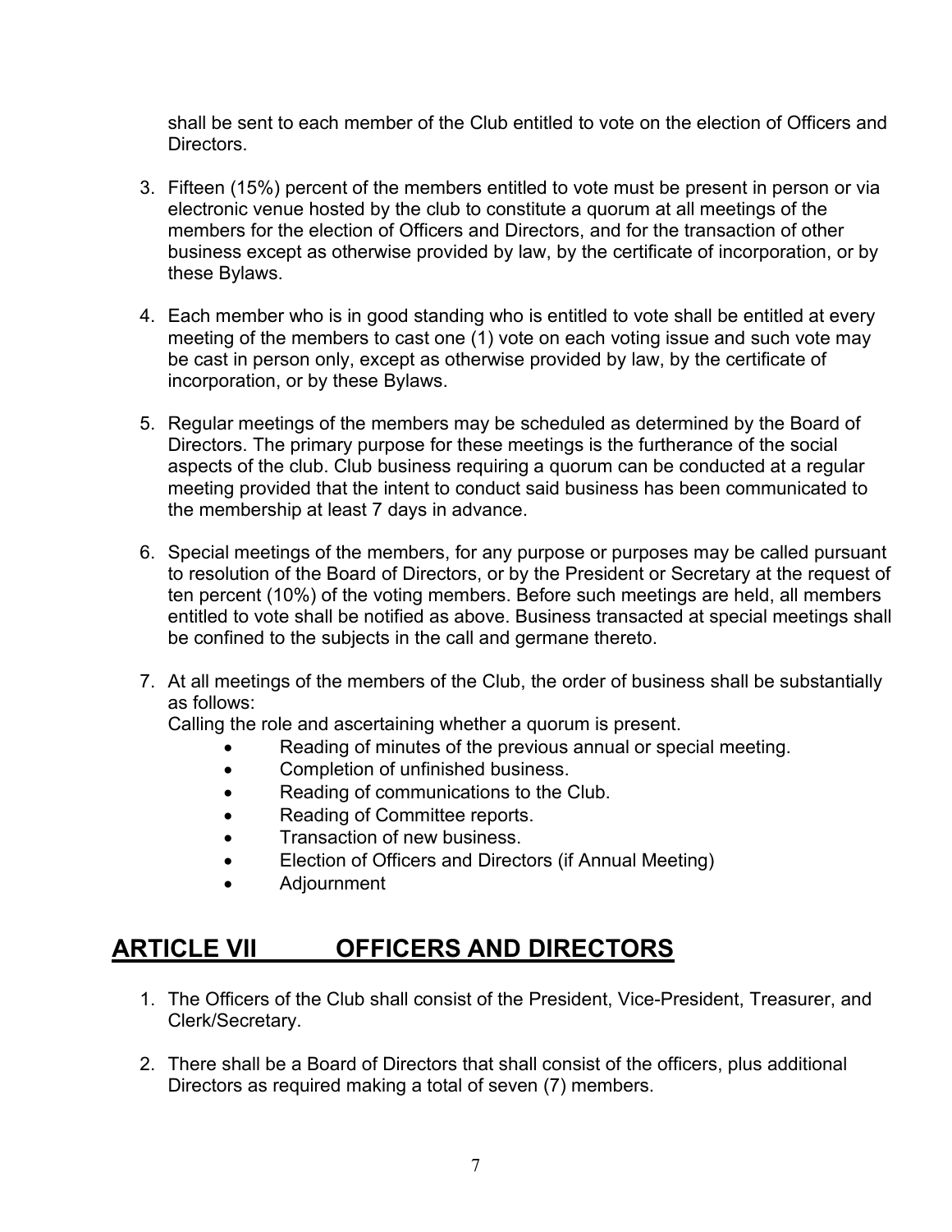shall be sent to each member of the Club entitled to vote on the election of Officers and Directors.

3. Fifteen (15%) percent of the members entitled to vote must be present in person or via electronic venue hosted by the club to constitute a quorum at all meetings of the members for the election of Officers and Directors, and for the transaction of other business except as otherwise provided by law, by the certificate of incorporation, or by these Bylaws.

4. Each member who is in good standing who is entitled to vote shall be entitled at every meeting of the members to cast one (1) vote on each voting issue and such vote may be cast in person only, except as otherwise provided by law, by the certificate of incorporation, or by these Bylaws.

5. Regular meetings of the members may be scheduled as determined by the Board of Directors. The primary purpose for these meetings is the furtherance of the social aspects of the club. Club business requiring a quorum can be conducted at a regular meeting provided that the intent to conduct said business has been communicated to the membership at least 7 days in advance.

6. Special meetings of the members, for any purpose or purposes may be called pursuant to resolution of the Board of Directors, or by the President or Secretary at the request of ten percent (10%) of the voting members. Before such meetings are held, all members entitled to vote shall be notified as above. Business transacted at special meetings shall be confined to the subjects in the call and germane thereto.

7. At all meetings of the members of the Club, the order of business shall be substantially as follows:

   Calling the role and ascertaining whether a quorum is present.
   - Reading of minutes of the previous annual or special meeting.
   - Completion of unfinished business.
   - Reading of communications to the Club.
   - Reading of Committee reports.
   - Transaction of new business.
   - Election of Officers and Directors (if Annual Meeting)
   - Adjournment

# ARTICLE VII OFFICERS AND DIRECTORS

1. The Officers of the Club shall consist of the President, Vice-President, Treasurer, and Clerk/Secretary.

2. There shall be a Board of Directors that shall consist of the officers, plus additional Directors as required making a total of seven (7) members.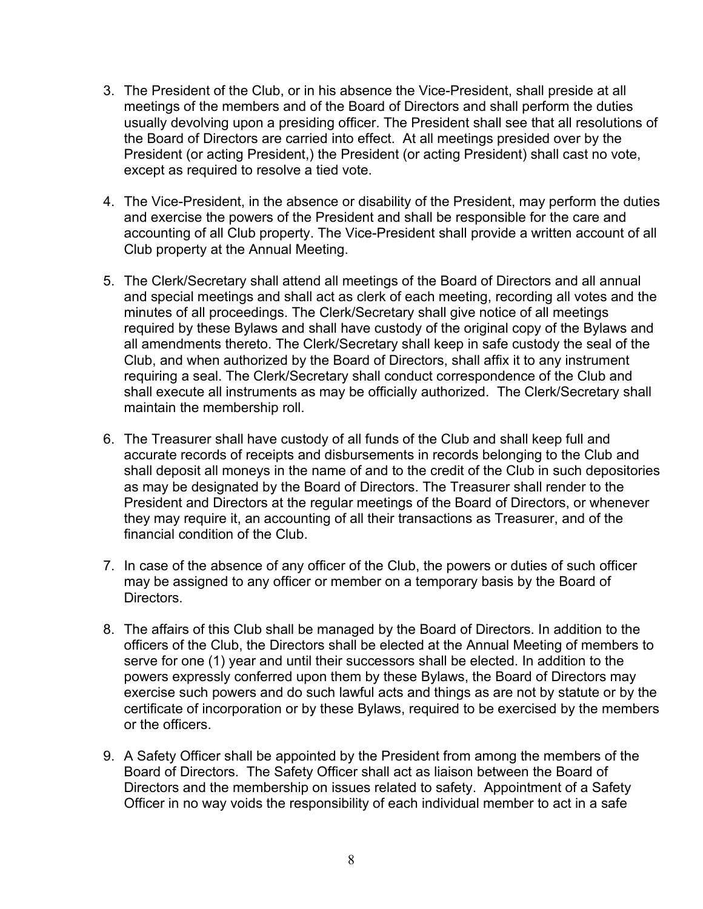3. The President of the Club, or in his absence the Vice-President, shall preside at all meetings of the members and of the Board of Directors and shall perform the duties usually devolving upon a presiding officer. The President shall see that all resolutions of the Board of Directors are carried into effect. At all meetings presided over by the President (or acting President,) the President (or acting President) shall cast no vote, except as required to resolve a tied vote.

4. The Vice-President, in the absence or disability of the President, may perform the duties and exercise the powers of the President and shall be responsible for the care and accounting of all Club property. The Vice-President shall provide a written account of all Club property at the Annual Meeting.

5. The Clerk/Secretary shall attend all meetings of the Board of Directors and all annual and special meetings and shall act as clerk of each meeting, recording all votes and the minutes of all proceedings. The Clerk/Secretary shall give notice of all meetings required by these Bylaws and shall have custody of the original copy of the Bylaws and all amendments thereto. The Clerk/Secretary shall keep in safe custody the seal of the Club, and when authorized by the Board of Directors, shall affix it to any instrument requiring a seal. The Clerk/Secretary shall conduct correspondence of the Club and shall execute all instruments as may be officially authorized. The Clerk/Secretary shall maintain the membership roll.

6. The Treasurer shall have custody of all funds of the Club and shall keep full and accurate records of receipts and disbursements in records belonging to the Club and shall deposit all moneys in the name of and to the credit of the Club in such depositories as may be designated by the Board of Directors. The Treasurer shall render to the President and Directors at the regular meetings of the Board of Directors, or whenever they may require it, an accounting of all their transactions as Treasurer, and of the financial condition of the Club.

7. In case of the absence of any officer of the Club, the powers or duties of such officer may be assigned to any officer or member on a temporary basis by the Board of Directors.

8. The affairs of this Club shall be managed by the Board of Directors. In addition to the officers of the Club, the Directors shall be elected at the Annual Meeting of members to serve for one (1) year and until their successors shall be elected. In addition to the powers expressly conferred upon them by these Bylaws, the Board of Directors may exercise such powers and do such lawful acts and things as are not by statute or by the certificate of incorporation or by these Bylaws, required to be exercised by the members or the officers.

9. A Safety Officer shall be appointed by the President from among the members of the Board of Directors. The Safety Officer shall act as liaison between the Board of Directors and the membership on issues related to safety. Appointment of a Safety Officer in no way voids the responsibility of each individual member to act in a safe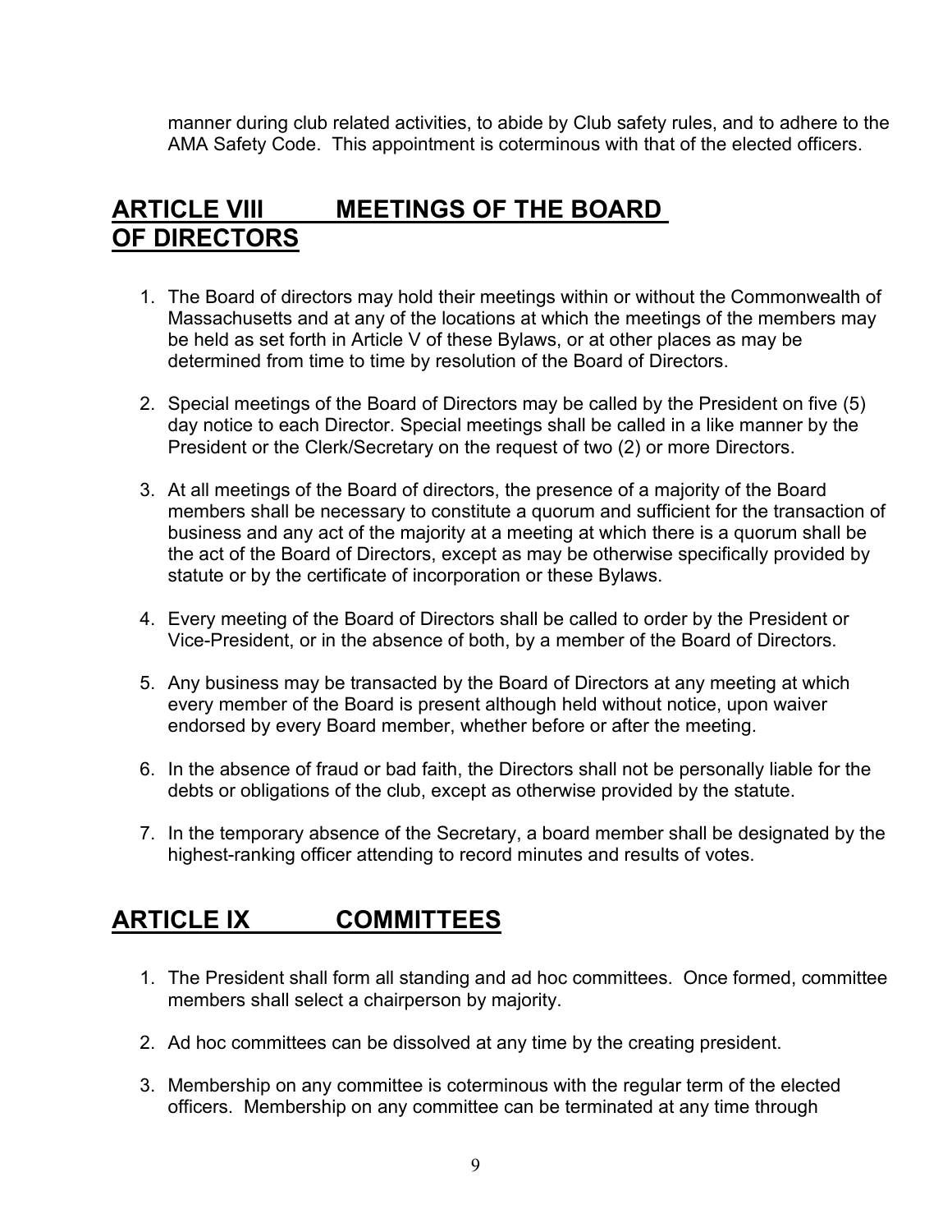manner during club related activities, to abide by Club safety rules, and to adhere to the AMA Safety Code. This appointment is coterminous with that of the elected officers.

## ARTICLE VIII MEETINGS OF THE BOARD OF DIRECTORS

1. The Board of directors may hold their meetings within or without the Commonwealth of Massachusetts and at any of the locations at which the meetings of the members may be held as set forth in Article V of these Bylaws, or at other places as may be determined from time to time by resolution of the Board of Directors.

2. Special meetings of the Board of Directors may be called by the President on five (5) day notice to each Director. Special meetings shall be called in a like manner by the President or the Clerk/Secretary on the request of two (2) or more Directors.

3. At all meetings of the Board of directors, the presence of a majority of the Board members shall be necessary to constitute a quorum and sufficient for the transaction of business and any act of the majority at a meeting at which there is a quorum shall be the act of the Board of Directors, except as may be otherwise specifically provided by statute or by the certificate of incorporation or these Bylaws.

4. Every meeting of the Board of Directors shall be called to order by the President or Vice-President, or in the absence of both, by a member of the Board of Directors.

5. Any business may be transacted by the Board of Directors at any meeting at which every member of the Board is present although held without notice, upon waiver endorsed by every Board member, whether before or after the meeting.

6. In the absence of fraud or bad faith, the Directors shall not be personally liable for the debts or obligations of the club, except as otherwise provided by the statute.

7. In the temporary absence of the Secretary, a board member shall be designated by the highest-ranking officer attending to record minutes and results of votes.

## ARTICLE IX COMMITTEES

1. The President shall form all standing and ad hoc committees. Once formed, committee members shall select a chairperson by majority.

2. Ad hoc committees can be dissolved at any time by the creating president.

3. Membership on any committee is coterminous with the regular term of the elected officers. Membership on any committee can be terminated at any time through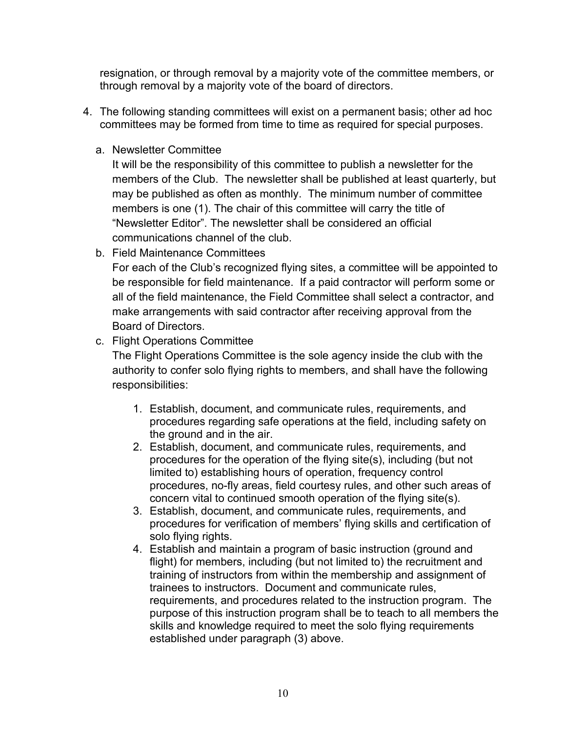resignation, or through removal by a majority vote of the committee members, or through removal by a majority vote of the board of directors.

4. The following standing committees will exist on a permanent basis; other ad hoc committees may be formed from time to time as required for special purposes.

   a. Newsletter Committee
   It will be the responsibility of this committee to publish a newsletter for the members of the Club. The newsletter shall be published at least quarterly, but may be published as often as monthly. The minimum number of committee members is one (1). The chair of this committee will carry the title of "Newsletter Editor". The newsletter shall be considered an official communications channel of the club.

   b. Field Maintenance Committees
   For each of the Club's recognized flying sites, a committee will be appointed to be responsible for field maintenance. If a paid contractor will perform some or all of the field maintenance, the Field Committee shall select a contractor, and make arrangements with said contractor after receiving approval from the Board of Directors.

   c. Flight Operations Committee
   The Flight Operations Committee is the sole agency inside the club with the authority to confer solo flying rights to members, and shall have the following responsibilities:

      1. Establish, document, and communicate rules, requirements, and procedures regarding safe operations at the field, including safety on the ground and in the air.
      2. Establish, document, and communicate rules, requirements, and procedures for the operation of the flying site(s), including (but not limited to) establishing hours of operation, frequency control procedures, no-fly areas, field courtesy rules, and other such areas of concern vital to continued smooth operation of the flying site(s).
      3. Establish, document, and communicate rules, requirements, and procedures for verification of members' flying skills and certification of solo flying rights.
      4. Establish and maintain a program of basic instruction (ground and flight) for members, including (but not limited to) the recruitment and training of instructors from within the membership and assignment of trainees to instructors. Document and communicate rules, requirements, and procedures related to the instruction program. The purpose of this instruction program shall be to teach to all members the skills and knowledge required to meet the solo flying requirements established under paragraph (3) above.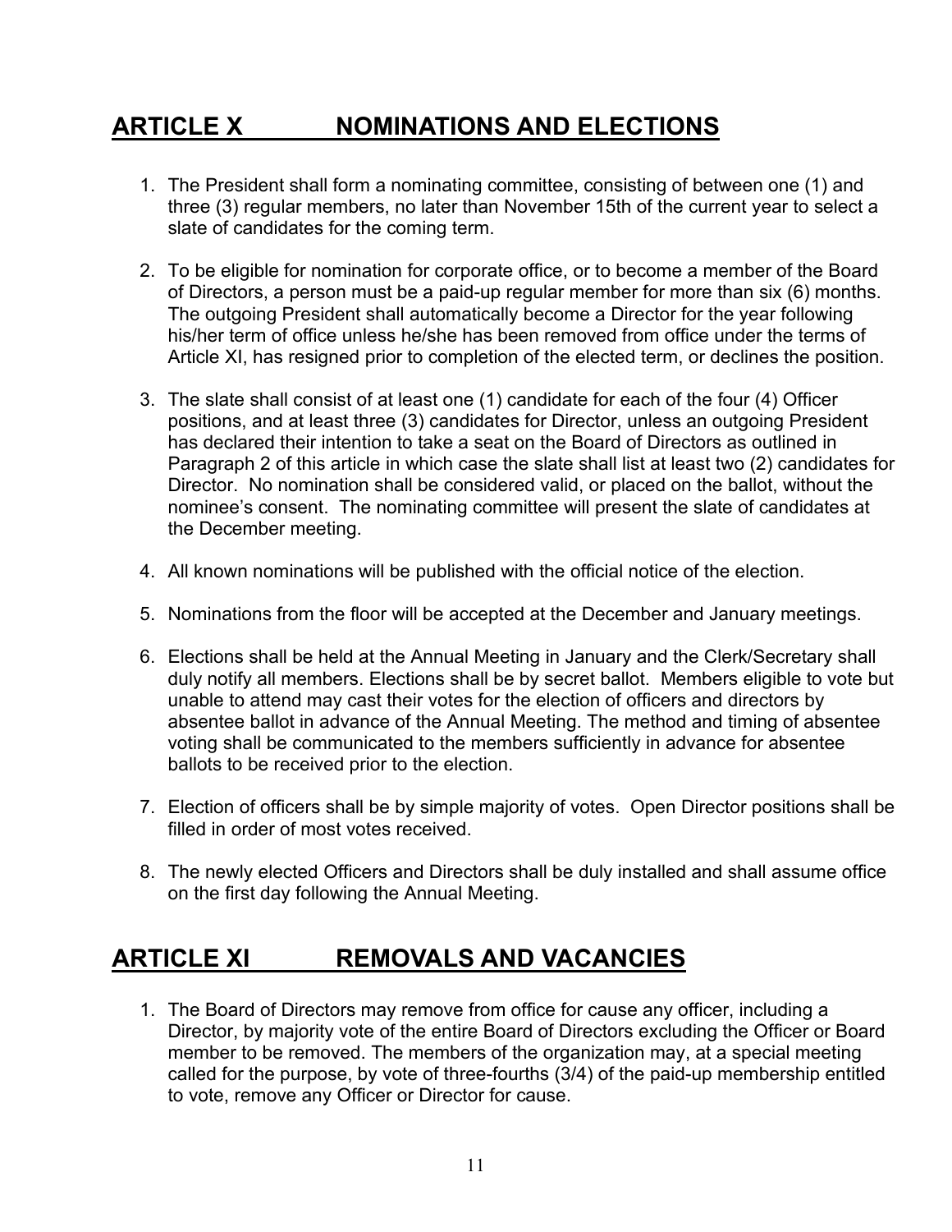## ARTICLE X NOMINATIONS AND ELECTIONS

1. The President shall form a nominating committee, consisting of between one (1) and three (3) regular members, no later than November 15th of the current year to select a slate of candidates for the coming term.

2. To be eligible for nomination for corporate office, or to become a member of the Board of Directors, a person must be a paid-up regular member for more than six (6) months. The outgoing President shall automatically become a Director for the year following his/her term of office unless he/she has been removed from office under the terms of Article XI, has resigned prior to completion of the elected term, or declines the position.

3. The slate shall consist of at least one (1) candidate for each of the four (4) Officer positions, and at least three (3) candidates for Director, unless an outgoing President has declared their intention to take a seat on the Board of Directors as outlined in Paragraph 2 of this article in which case the slate shall list at least two (2) candidates for Director. No nomination shall be considered valid, or placed on the ballot, without the nominee's consent. The nominating committee will present the slate of candidates at the December meeting.

4. All known nominations will be published with the official notice of the election.

5. Nominations from the floor will be accepted at the December and January meetings.

6. Elections shall be held at the Annual Meeting in January and the Clerk/Secretary shall duly notify all members. Elections shall be by secret ballot. Members eligible to vote but unable to attend may cast their votes for the election of officers and directors by absentee ballot in advance of the Annual Meeting. The method and timing of absentee voting shall be communicated to the members sufficiently in advance for absentee ballots to be received prior to the election.

7. Election of officers shall be by simple majority of votes. Open Director positions shall be filled in order of most votes received.

8. The newly elected Officers and Directors shall be duly installed and shall assume office on the first day following the Annual Meeting.

## ARTICLE XI REMOVALS AND VACANCIES

1. The Board of Directors may remove from office for cause any officer, including a Director, by majority vote of the entire Board of Directors excluding the Officer or Board member to be removed. The members of the organization may, at a special meeting called for the purpose, by vote of three-fourths (3/4) of the paid-up membership entitled to vote, remove any Officer or Director for cause.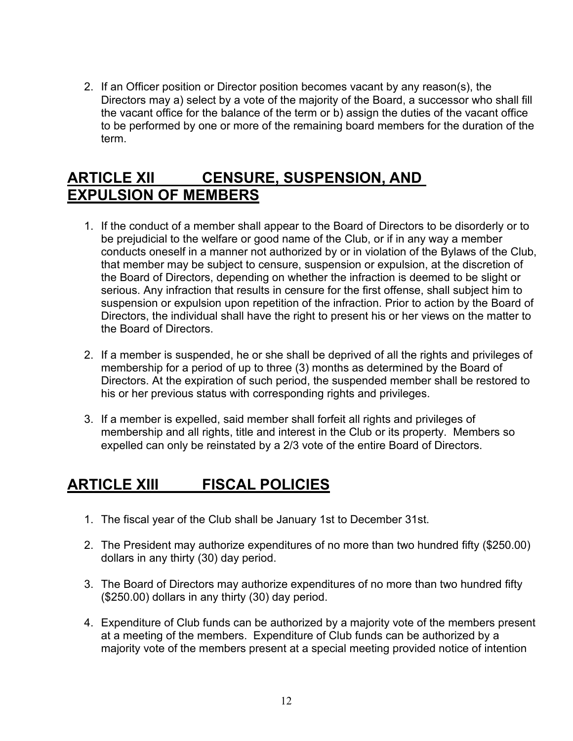2. If an Officer position or Director position becomes vacant by any reason(s), the Directors may a) select by a vote of the majority of the Board, a successor who shall fill the vacant office for the balance of the term or b) assign the duties of the vacant office to be performed by one or more of the remaining board members for the duration of the term.

## ARTICLE XII CENSURE, SUSPENSION, AND EXPULSION OF MEMBERS

1. If the conduct of a member shall appear to the Board of Directors to be disorderly or to be prejudicial to the welfare or good name of the Club, or if in any way a member conducts oneself in a manner not authorized by or in violation of the Bylaws of the Club, that member may be subject to censure, suspension or expulsion, at the discretion of the Board of Directors, depending on whether the infraction is deemed to be slight or serious. Any infraction that results in censure for the first offense, shall subject him to suspension or expulsion upon repetition of the infraction. Prior to action by the Board of Directors, the individual shall have the right to present his or her views on the matter to the Board of Directors.

2. If a member is suspended, he or she shall be deprived of all the rights and privileges of membership for a period of up to three (3) months as determined by the Board of Directors. At the expiration of such period, the suspended member shall be restored to his or her previous status with corresponding rights and privileges.

3. If a member is expelled, said member shall forfeit all rights and privileges of membership and all rights, title and interest in the Club or its property. Members so expelled can only be reinstated by a 2/3 vote of the entire Board of Directors.

## ARTICLE XIII FISCAL POLICIES

1. The fiscal year of the Club shall be January 1st to December 31st.

2. The President may authorize expenditures of no more than two hundred fifty ($250.00) dollars in any thirty (30) day period.

3. The Board of Directors may authorize expenditures of no more than two hundred fifty ($250.00) dollars in any thirty (30) day period.

4. Expenditure of Club funds can be authorized by a majority vote of the members present at a meeting of the members. Expenditure of Club funds can be authorized by a majority vote of the members present at a special meeting provided notice of intention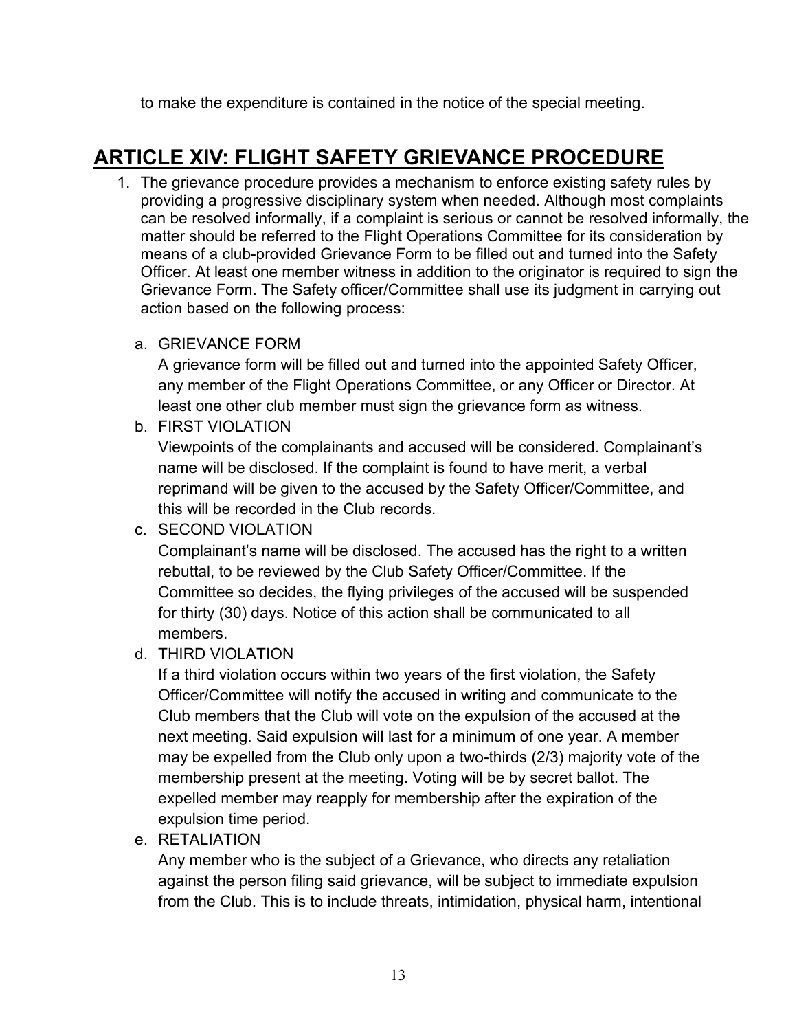to make the expenditure is contained in the notice of the special meeting.

## ARTICLE XIV: FLIGHT SAFETY GRIEVANCE PROCEDURE

1. The grievance procedure provides a mechanism to enforce existing safety rules by providing a progressive disciplinary system when needed. Although most complaints can be resolved informally, if a complaint is serious or cannot be resolved informally, the matter should be referred to the Flight Operations Committee for its consideration by means of a club-provided Grievance Form to be filled out and turned into the Safety Officer. At least one member witness in addition to the originator is required to sign the Grievance Form. The Safety officer/Committee shall use its judgment in carrying out action based on the following process:

   a. GRIEVANCE FORM
   A grievance form will be filled out and turned into the appointed Safety Officer, any member of the Flight Operations Committee, or any Officer or Director. At least one other club member must sign the grievance form as witness.

   b. FIRST VIOLATION
   Viewpoints of the complainants and accused will be considered. Complainant's name will be disclosed. If the complaint is found to have merit, a verbal reprimand will be given to the accused by the Safety Officer/Committee, and this will be recorded in the Club records.

   c. SECOND VIOLATION
   Complainant's name will be disclosed. The accused has the right to a written rebuttal, to be reviewed by the Club Safety Officer/Committee. If the Committee so decides, the flying privileges of the accused will be suspended for thirty (30) days. Notice of this action shall be communicated to all members.

   d. THIRD VIOLATION
   If a third violation occurs within two years of the first violation, the Safety Officer/Committee will notify the accused in writing and communicate to the Club members that the Club will vote on the expulsion of the accused at the next meeting. Said expulsion will last for a minimum of one year. A member may be expelled from the Club only upon a two-thirds (2/3) majority vote of the membership present at the meeting. Voting will be by secret ballot. The expelled member may reapply for membership after the expiration of the expulsion time period.

   e. RETALIATION
   Any member who is the subject of a Grievance, who directs any retaliation against the person filing said grievance, will be subject to immediate expulsion from the Club. This is to include threats, intimidation, physical harm, intentional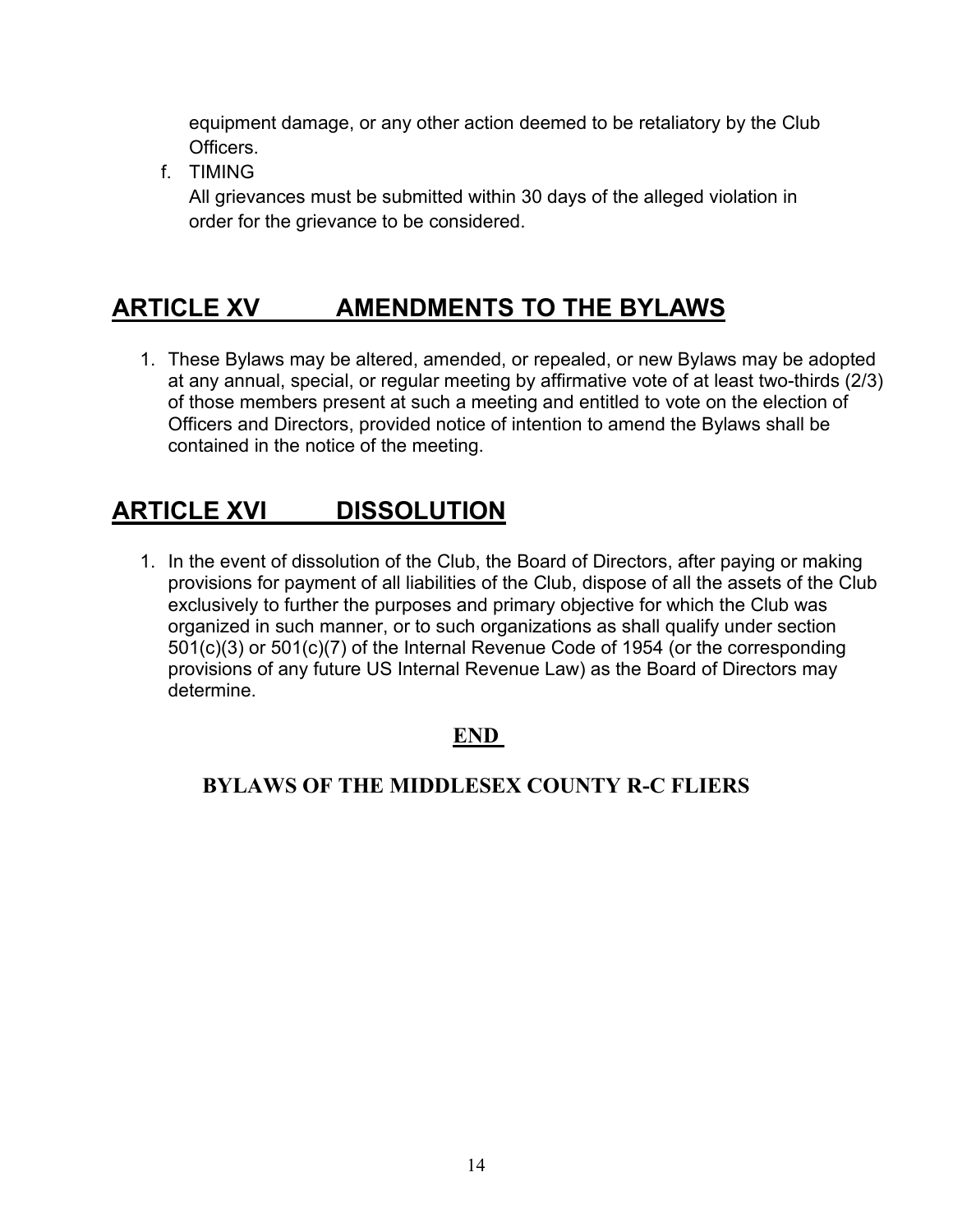equipment damage, or any other action deemed to be retaliatory by the Club Officers.

f. TIMING
   All grievances must be submitted within 30 days of the alleged violation in order for the grievance to be considered.

## ARTICLE XV AMENDMENTS TO THE BYLAWS

1. These Bylaws may be altered, amended, or repealed, or new Bylaws may be adopted at any annual, special, or regular meeting by affirmative vote of at least two-thirds (2/3) of those members present at such a meeting and entitled to vote on the election of Officers and Directors, provided notice of intention to amend the Bylaws shall be contained in the notice of the meeting.

## ARTICLE XVI DISSOLUTION

1. In the event of dissolution of the Club, the Board of Directors, after paying or making provisions for payment of all liabilities of the Club, dispose of all the assets of the Club exclusively to further the purposes and primary objective for which the Club was organized in such manner, or to such organizations as shall qualify under section 501(c)(3) or 501(c)(7) of the Internal Revenue Code of 1954 (or the corresponding provisions of any future US Internal Revenue Law) as the Board of Directors may determine.

**END**

**BYLAWS OF THE MIDDLESEX COUNTY R-C FLIERS**